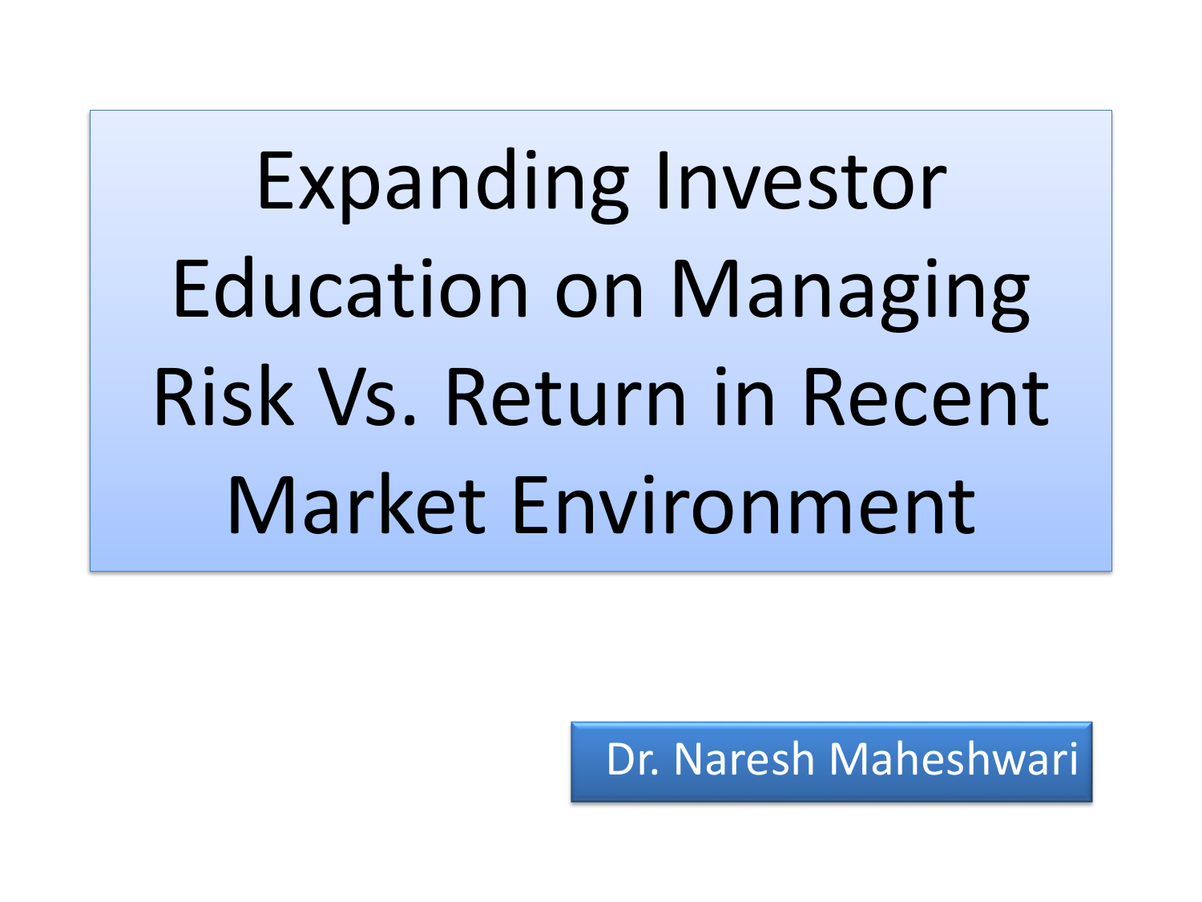# Expanding Investor Education on Managing Risk Vs. Return in Recent Market Environment

Dr. Naresh Maheshwari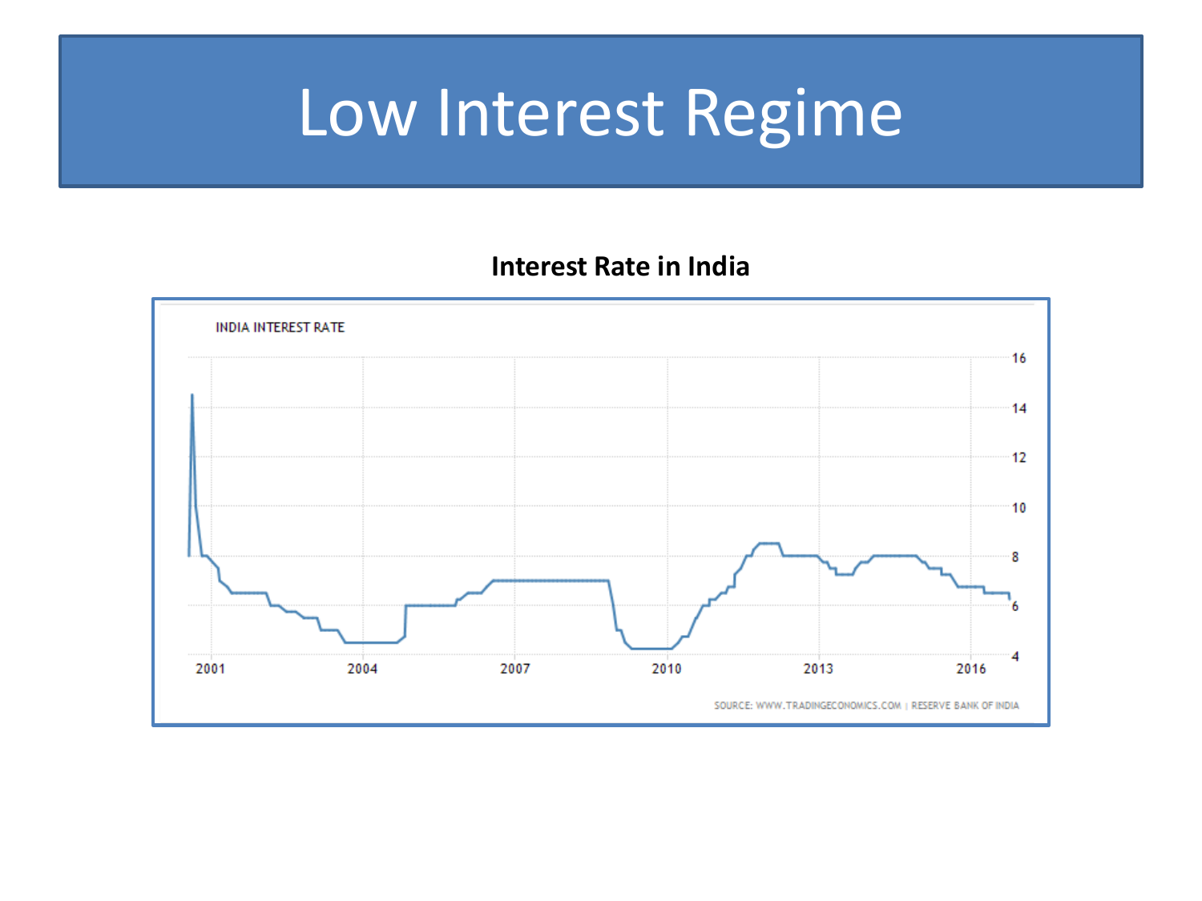# Low Interest Regime

**Interest Rate in India**

INDIA INTEREST RATE

SOURCE: WWW.TRADINGECONOMICS.COM | RESERVE BANK OF INDIA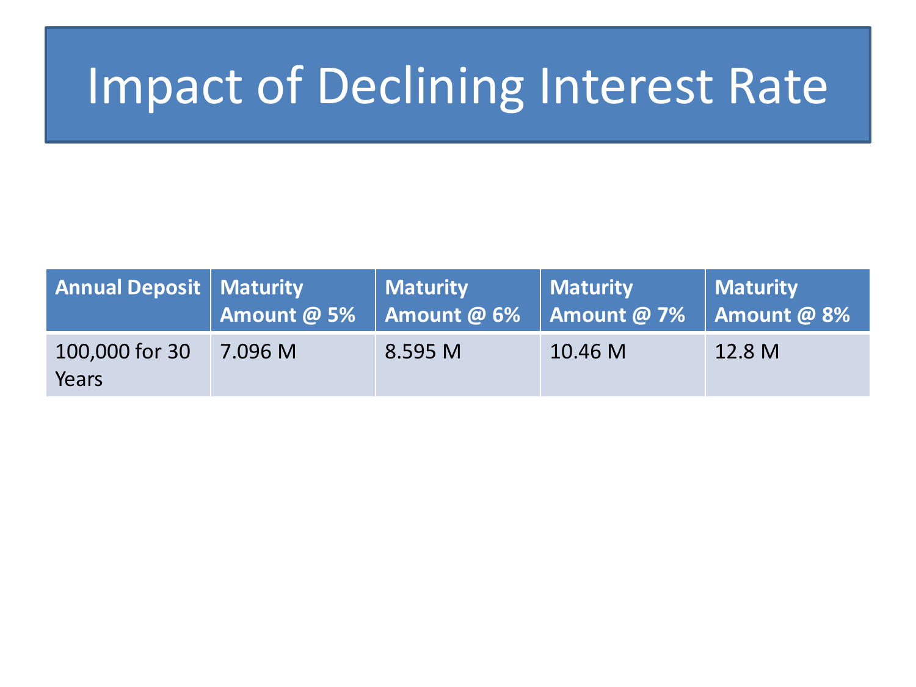# Impact of Declining Interest Rate

| Annual Deposit | Maturity Amount @ 5% | Maturity Amount @ 6% | Maturity Amount @ 7% | Maturity Amount @ 8% |
|---|---|---|---|---|
| 100,000 for 30 Years | 7.096 M | 8.595 M | 10.46 M | 12.8 M |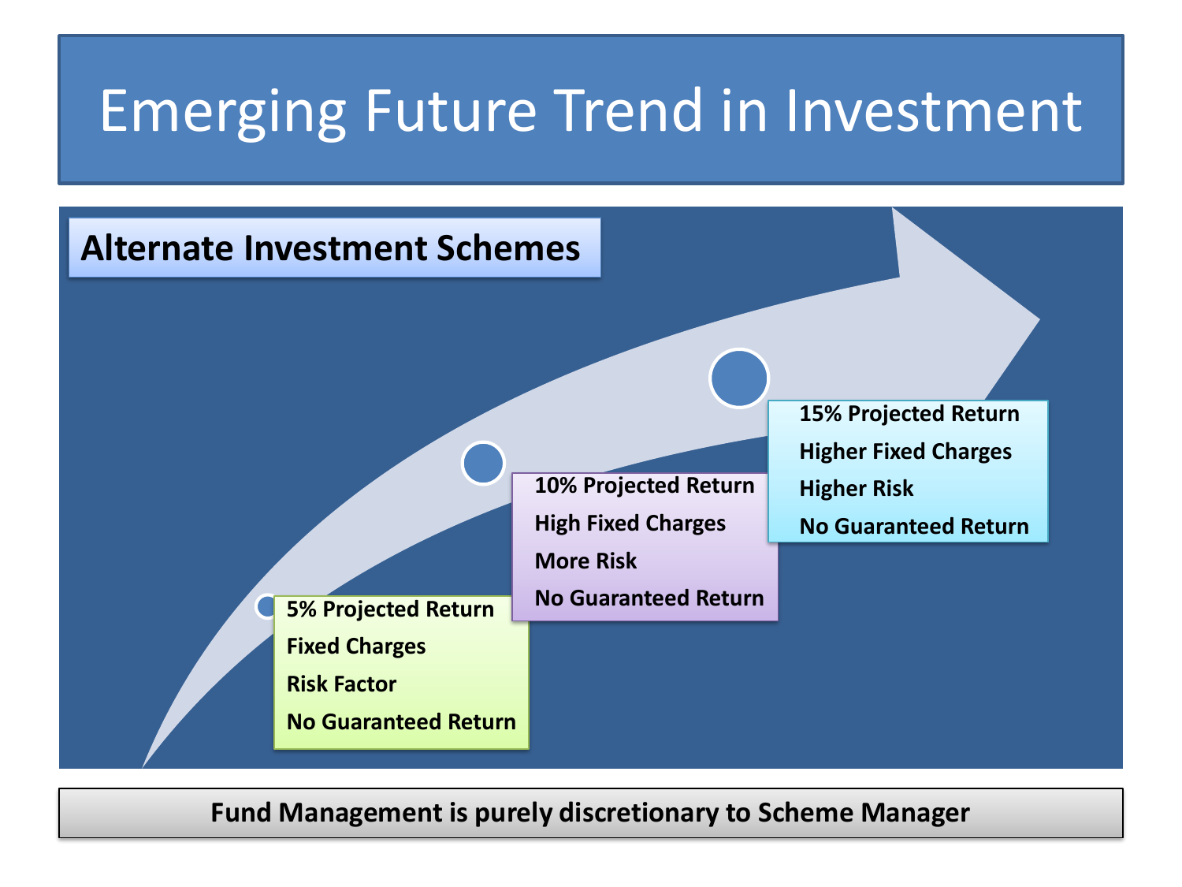# Emerging Future Trend in Investment

## Alternate Investment Schemes

- 5% Projected Return
- Fixed Charges
- Risk Factor
- No Guaranteed Return

- 10% Projected Return
- High Fixed Charges
- More Risk
- No Guaranteed Return

- 15% Projected Return
- Higher Fixed Charges
- Higher Risk
- No Guaranteed Return

**Fund Management is purely discretionary to Scheme Manager**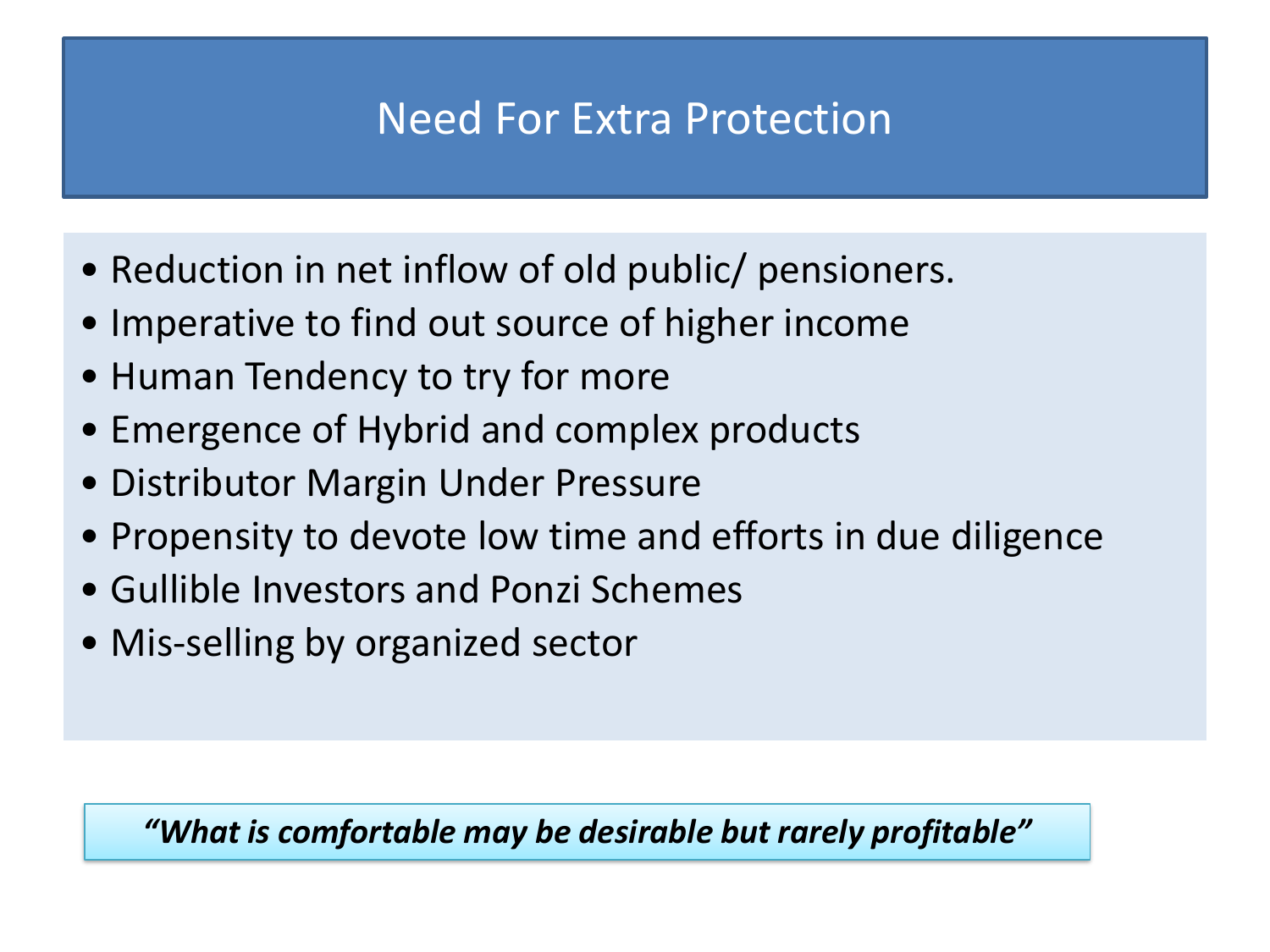# Need For Extra Protection

- Reduction in net inflow of old public/ pensioners.
- Imperative to find out source of higher income
- Human Tendency to try for more
- Emergence of Hybrid and complex products
- Distributor Margin Under Pressure
- Propensity to devote low time and efforts in due diligence
- Gullible Investors and Ponzi Schemes
- Mis-selling by organized sector

***"What is comfortable may be desirable but rarely profitable"***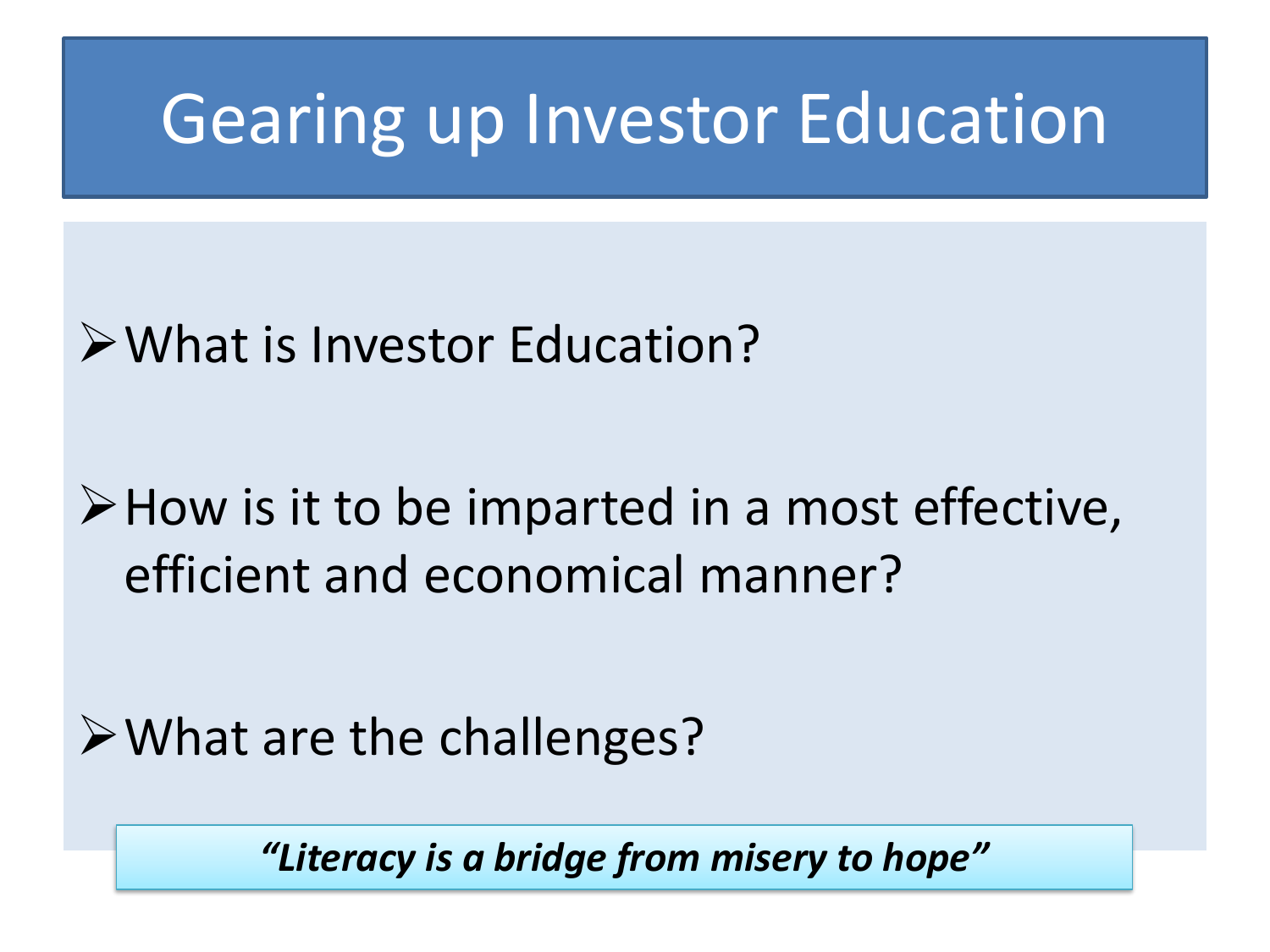# Gearing up Investor Education

- What is Investor Education?
- How is it to be imparted in a most effective, efficient and economical manner?
- What are the challenges?

***"Literacy is a bridge from misery to hope"***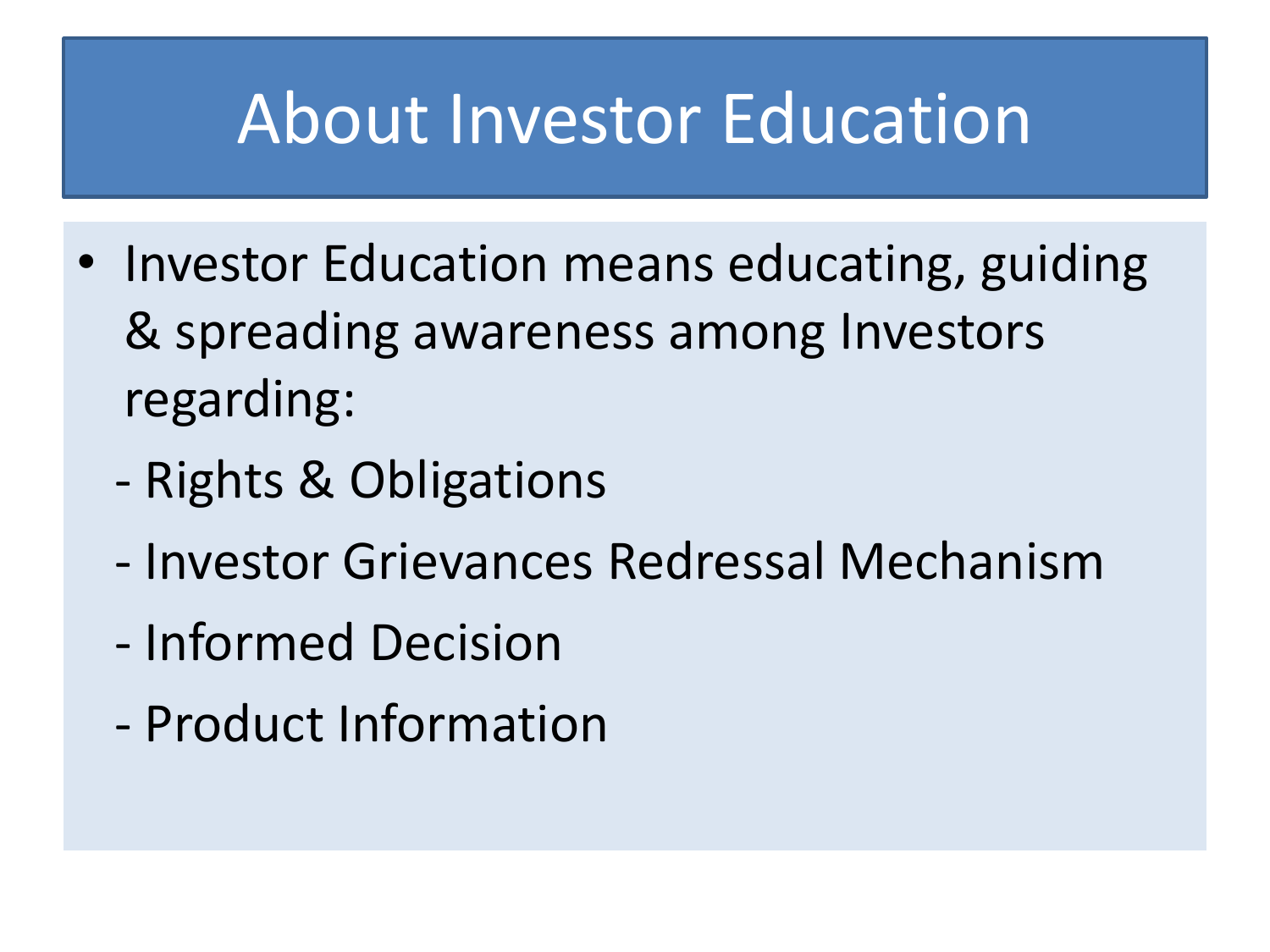# About Investor Education

- Investor Education means educating, guiding & spreading awareness among Investors regarding:
  - Rights & Obligations
  - Investor Grievances Redressal Mechanism
  - Informed Decision
  - Product Information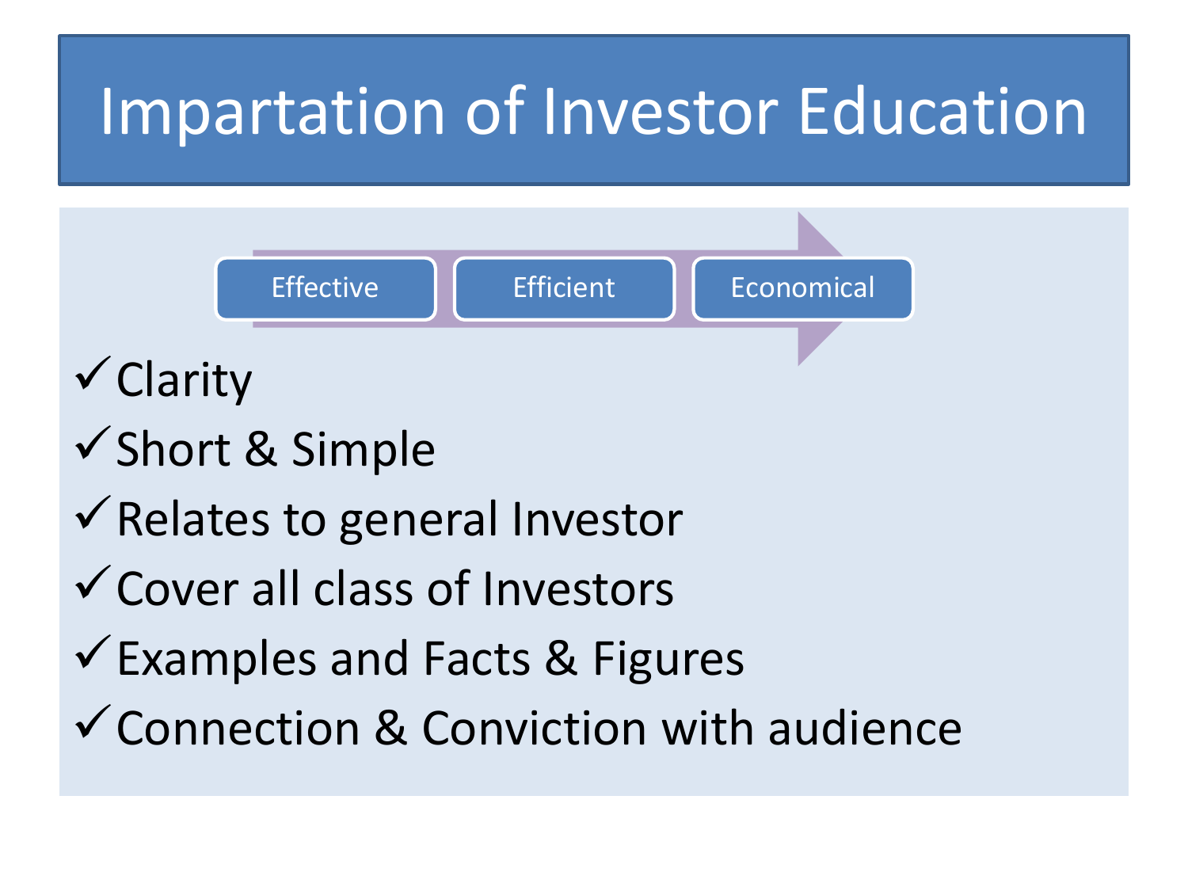# Impartation of Investor Education

Effective → Efficient → Economical

- ✓ Clarity
- ✓ Short & Simple
- ✓ Relates to general Investor
- ✓ Cover all class of Investors
- ✓ Examples and Facts & Figures
- ✓ Connection & Conviction with audience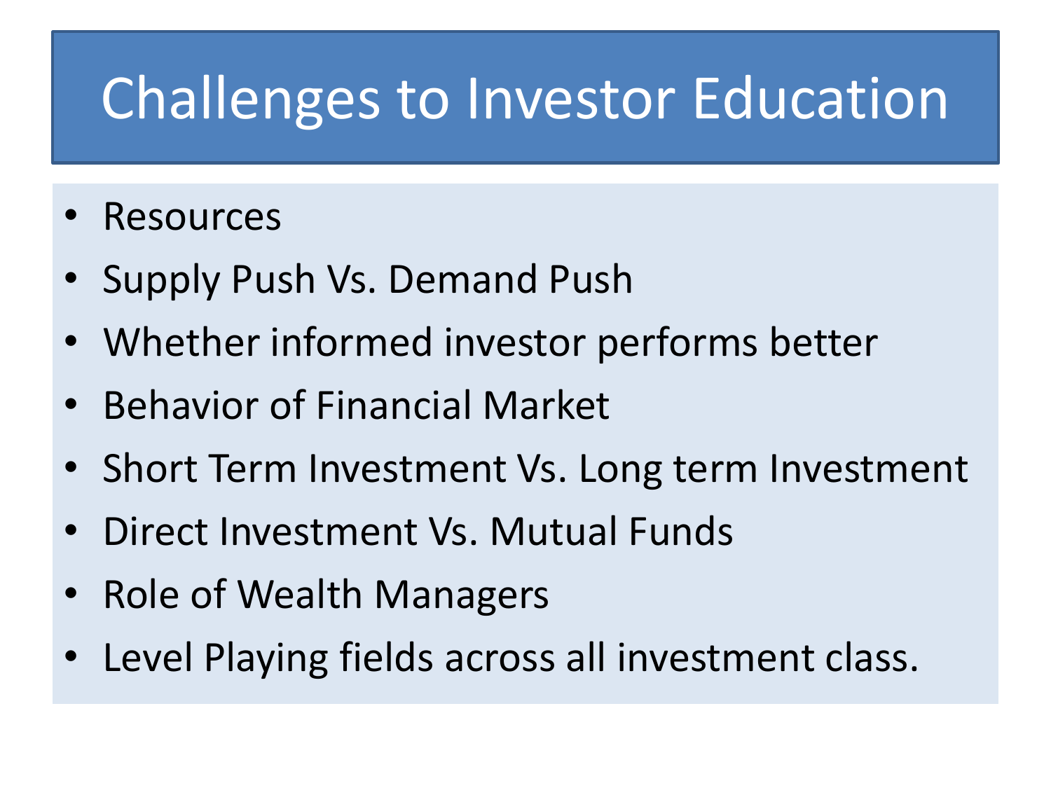# Challenges to Investor Education

- Resources
- Supply Push Vs. Demand Push
- Whether informed investor performs better
- Behavior of Financial Market
- Short Term Investment Vs. Long term Investment
- Direct Investment Vs. Mutual Funds
- Role of Wealth Managers
- Level Playing fields across all investment class.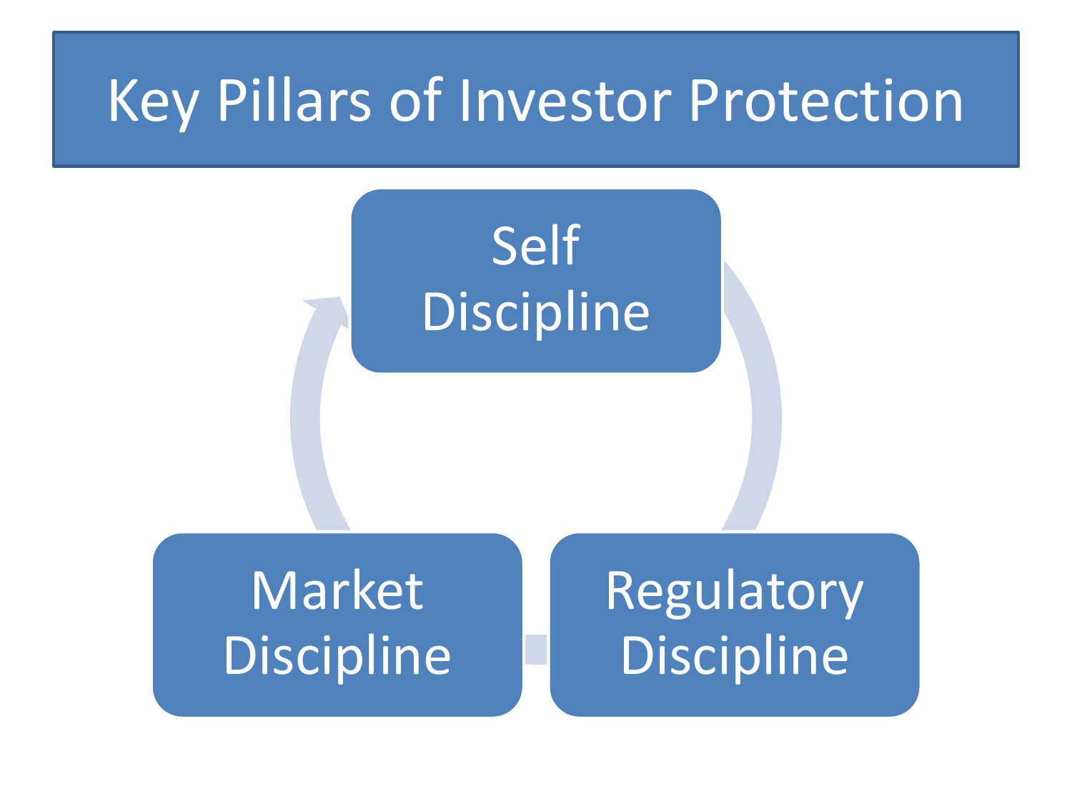# Key Pillars of Investor Protection

- Self Discipline
- Regulatory Discipline
- Market Discipline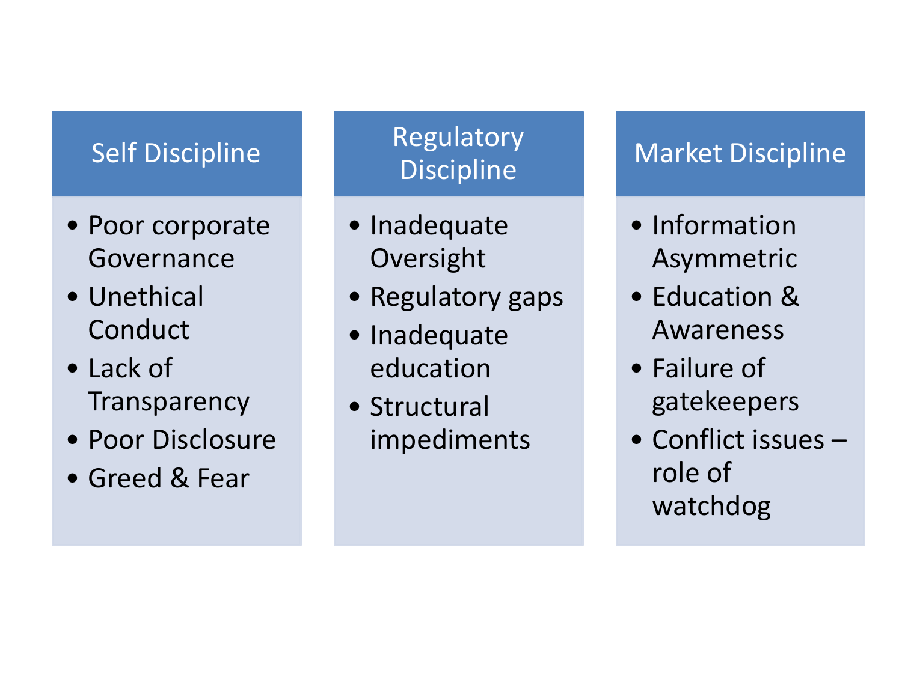### Self Discipline

- Poor corporate Governance
- Unethical Conduct
- Lack of Transparency
- Poor Disclosure
- Greed & Fear

### Regulatory Discipline

- Inadequate Oversight
- Regulatory gaps
- Inadequate education
- Structural impediments

### Market Discipline

- Information Asymmetric
- Education & Awareness
- Failure of gatekeepers
- Conflict issues – role of watchdog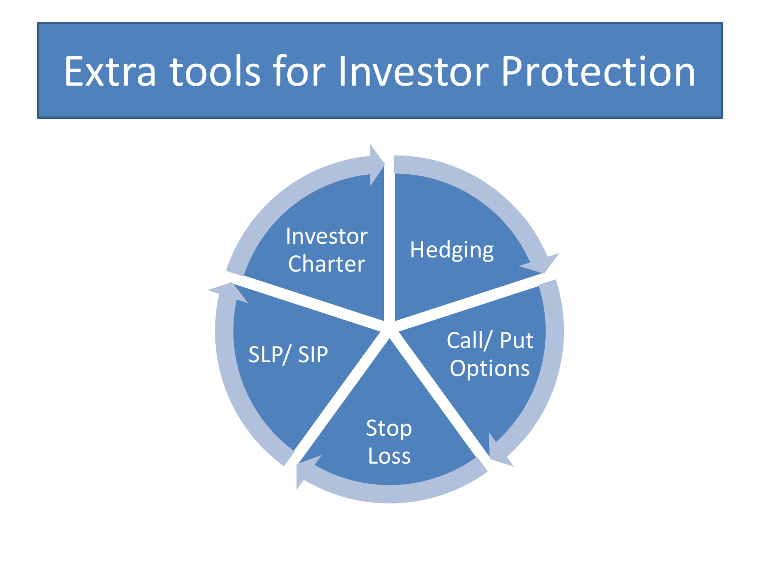# Extra tools for Investor Protection

- Investor Charter
- Hedging
- Call/ Put Options
- Stop Loss
- SLP/ SIP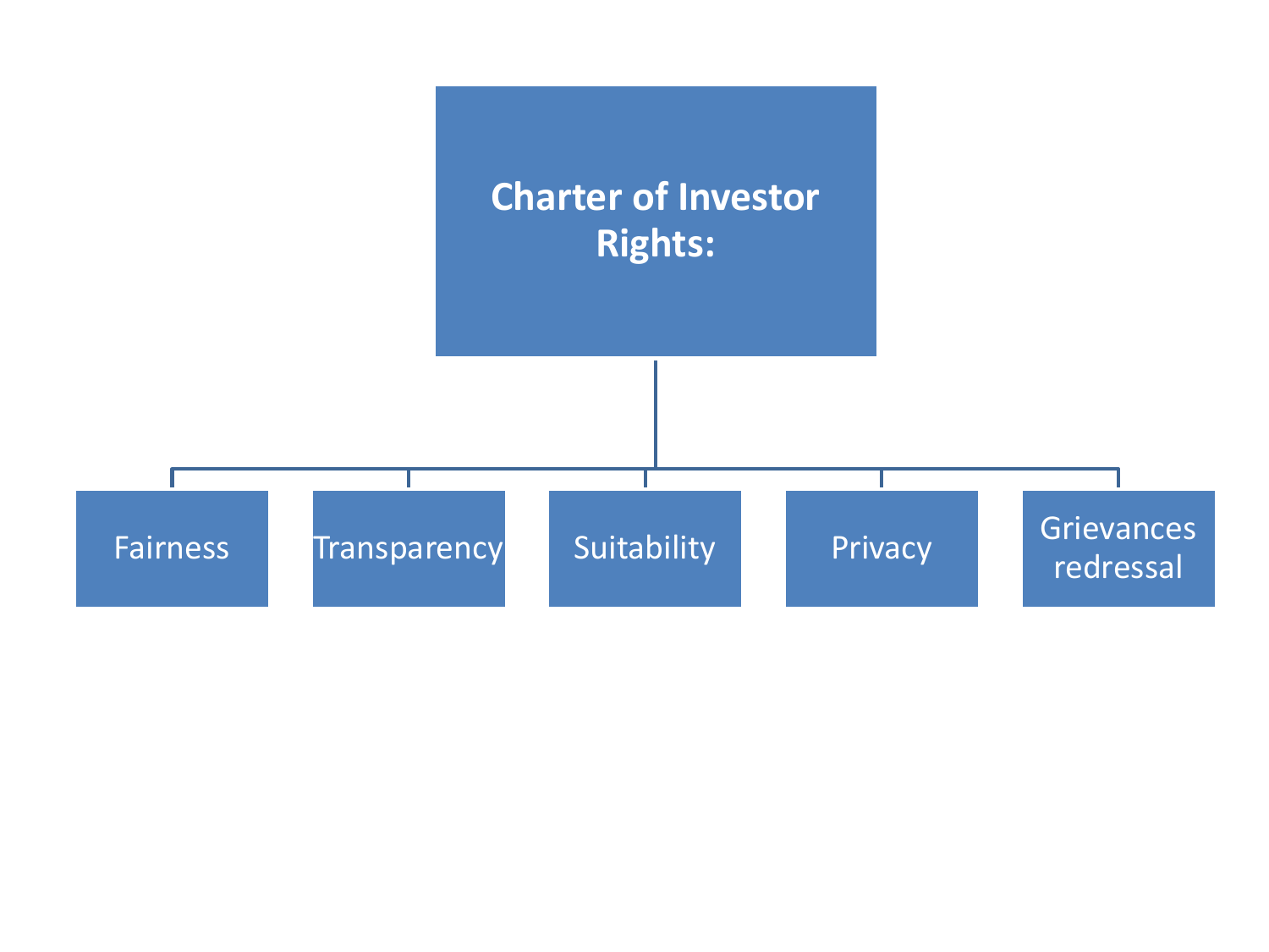# Charter of Investor Rights:

- Fairness
- Transparency
- Suitability
- Privacy
- Grievances redressal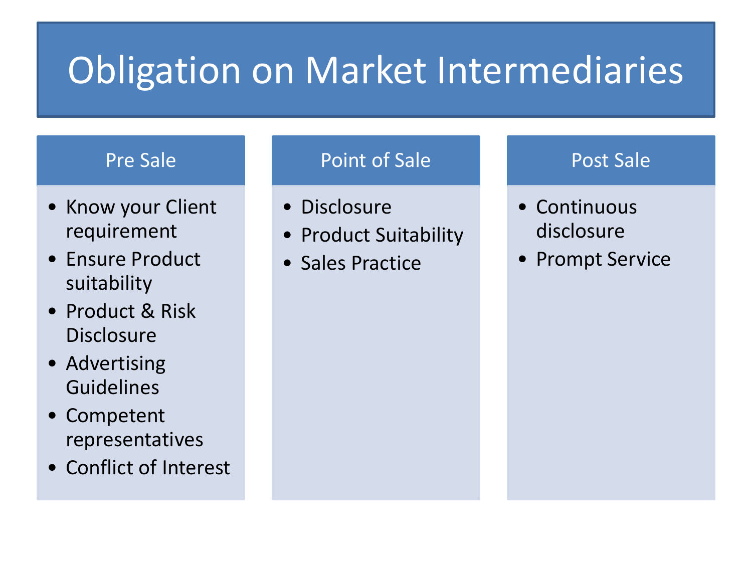# Obligation on Market Intermediaries

## Pre Sale

- Know your Client requirement
- Ensure Product suitability
- Product & Risk Disclosure
- Advertising Guidelines
- Competent representatives
- Conflict of Interest

## Point of Sale

- Disclosure
- Product Suitability
- Sales Practice

## Post Sale

- Continuous disclosure
- Prompt Service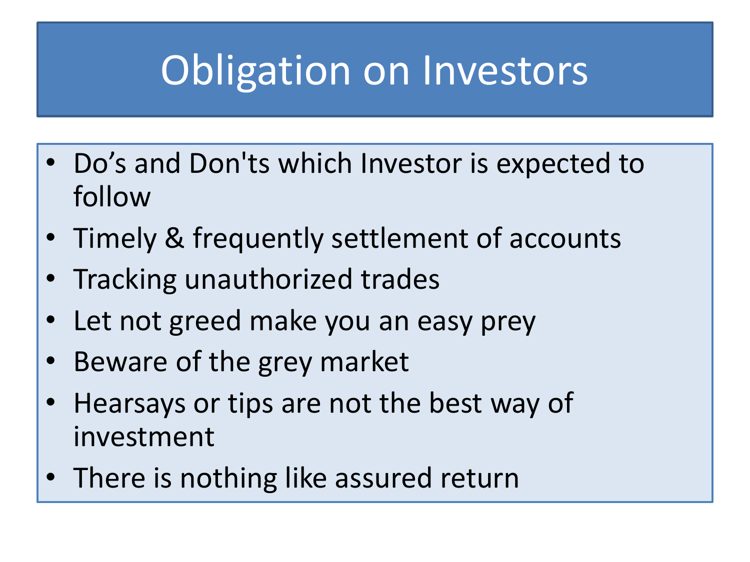# Obligation on Investors

- Do’s and Don'ts which Investor is expected to follow
- Timely & frequently settlement of accounts
- Tracking unauthorized trades
- Let not greed make you an easy prey
- Beware of the grey market
- Hearsays or tips are not the best way of investment
- There is nothing like assured return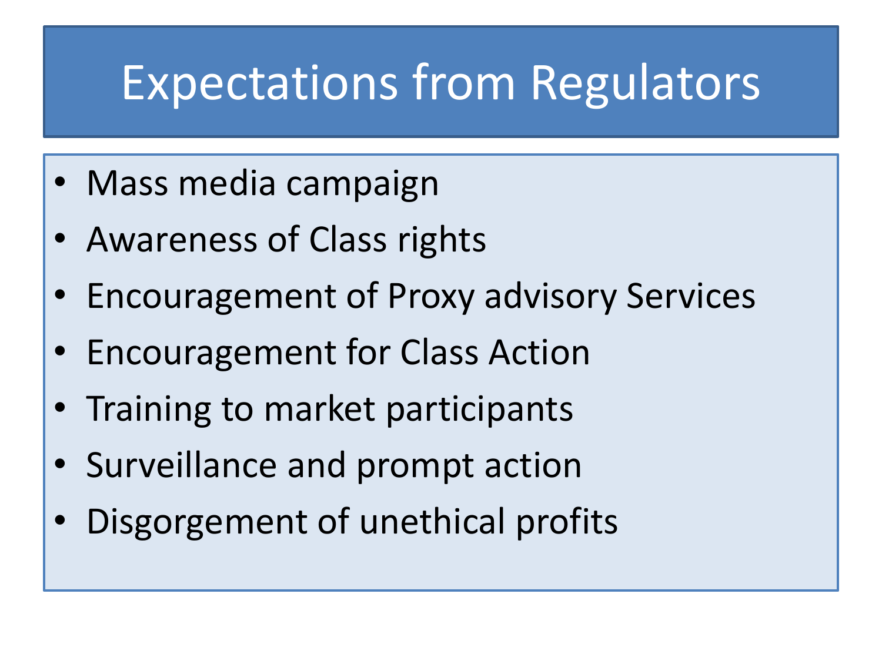# Expectations from Regulators

- Mass media campaign
- Awareness of Class rights
- Encouragement of Proxy advisory Services
- Encouragement for Class Action
- Training to market participants
- Surveillance and prompt action
- Disgorgement of unethical profits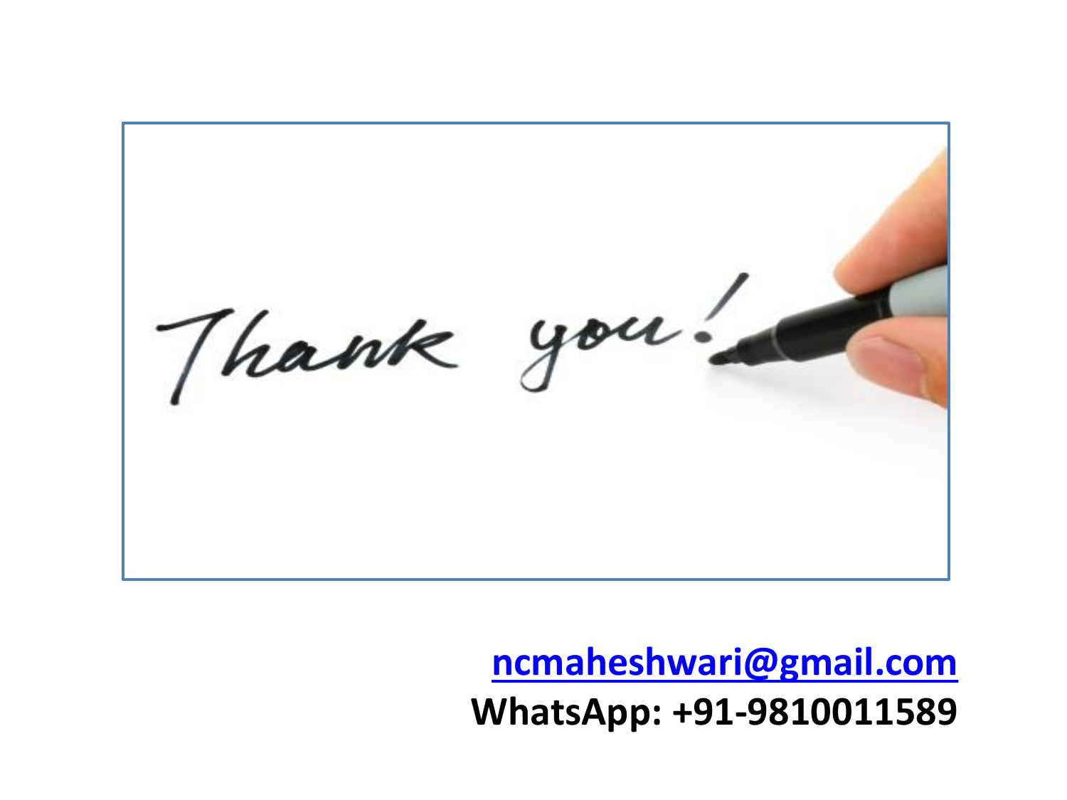Thank you!

ncmaheshwari@gmail.com

**WhatsApp: +91-9810011589**